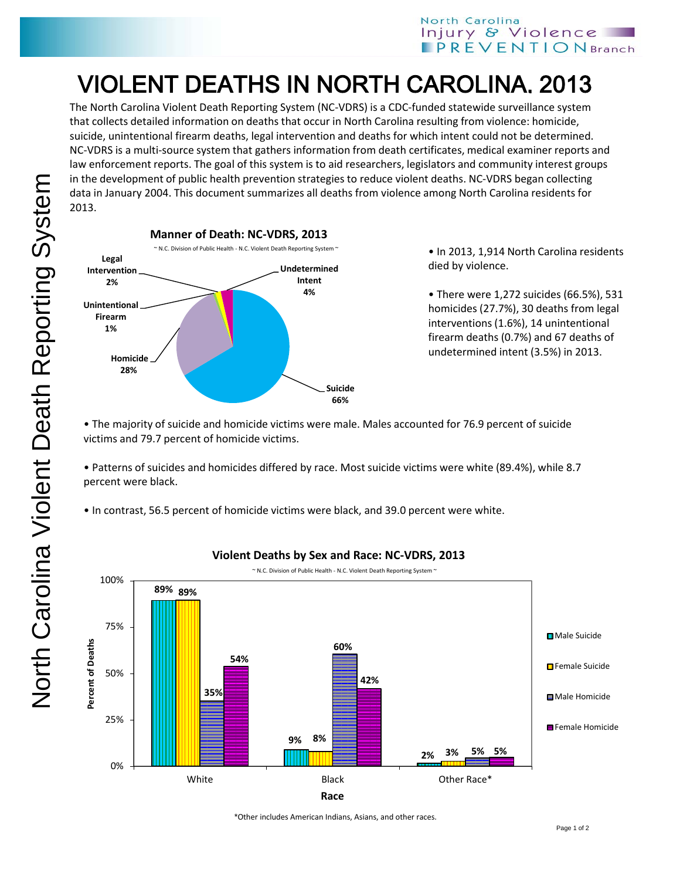# VIOLENT DEATHS IN NORTH CAROLINA. 2013

The North Carolina Violent Death Reporting System (NC-VDRS) is a CDC-funded statewide surveillance system that collects detailed information on deaths that occur in North Carolina resulting from violence: homicide, suicide, unintentional firearm deaths, legal intervention and deaths for which intent could not be determined. NC-VDRS is a multi-source system that gathers information from death certificates, medical examiner reports and law enforcement reports. The goal of this system is to aid researchers, legislators and community interest groups in the development of public health prevention strategies to reduce violent deaths. NC-VDRS began collecting data in January 2004. This document summarizes all deaths from violence among North Carolina residents for 2013.

**Manner of Death: NC-VDRS, 2013**

~ N.C. Division of Public Health - N.C. Violent Death Reporting System ~

Legal Intervention 2%
Undetermined Intent 4%
Unintentional Firearm 1%
Homicide 28%
Suicide 66%

- In 2013, 1,914 North Carolina residents died by violence.
- There were 1,272 suicides (66.5%), 531 homicides (27.7%), 30 deaths from legal interventions (1.6%), 14 unintentional firearm deaths (0.7%) and 67 deaths of undetermined intent (3.5%) in 2013.

- The majority of suicide and homicide victims were male. Males accounted for 76.9 percent of suicide victims and 79.7 percent of homicide victims.
- Patterns of suicides and homicides differed by race. Most suicide victims were white (89.4%), while 8.7 percent were black.
- In contrast, 56.5 percent of homicide victims were black, and 39.0 percent were white.

**Violent Deaths by Sex and Race: NC-VDRS, 2013**

~ N.C. Division of Public Health - N.C. Violent Death Reporting System ~

Percent of Deaths
100%
75%
50%
25%
0%

White: 89% 89% 35% 54%
Black: 9% 8% 60% 42%
Other Race*: 2% 3% 5% 5%

Race

Male Suicide
Female Suicide
Male Homicide
Female Homicide

*Other includes American Indians, Asians, and other races.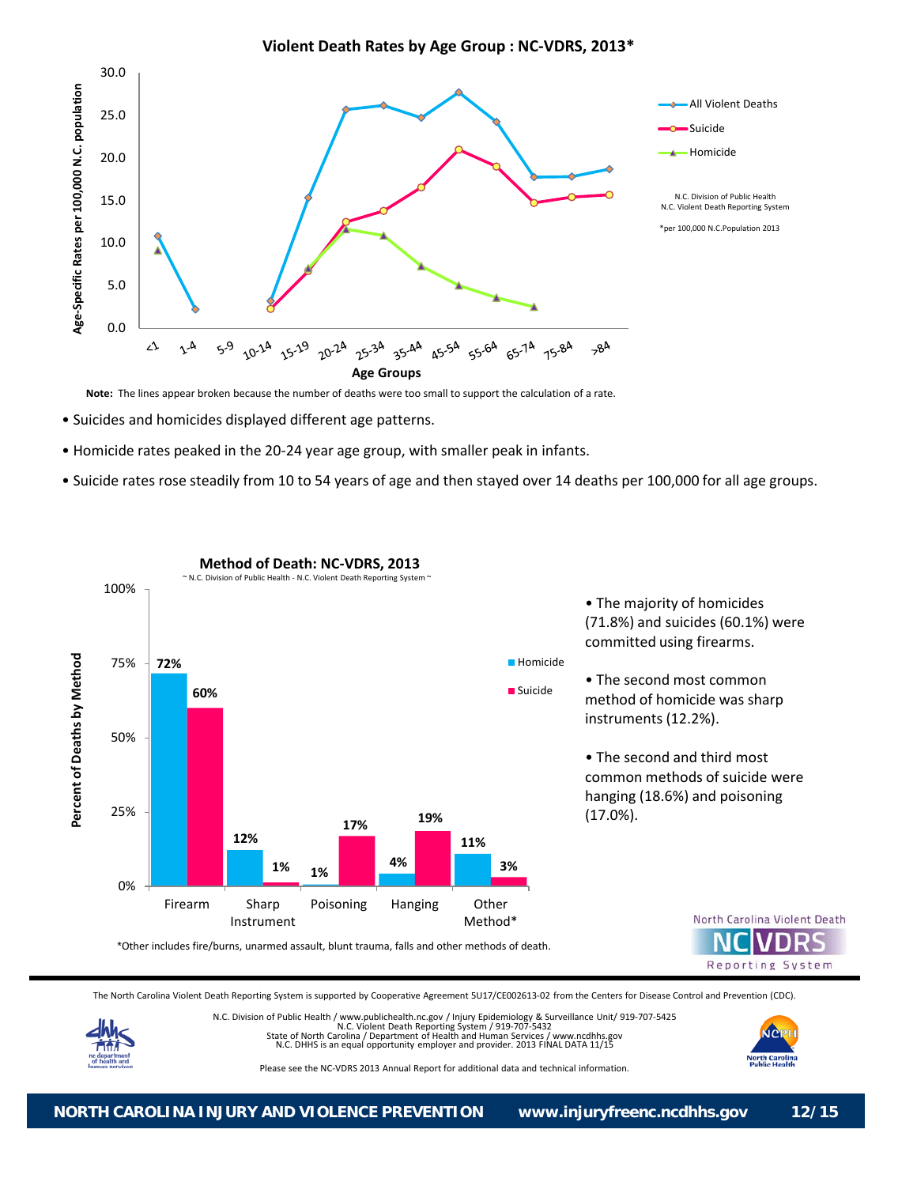## Violent Death Rates by Age Group : NC-VDRS, 2013*

Age-Specific Rates per 100,000 N.C. population

30.0
25.0
20.0
15.0
10.0
5.0
0.0

<1 1-4 5-9 10-14 15-19 20-24 25-34 35-44 45-54 55-64 65-74 75-84 >84

Age Groups

All Violent Deaths
Suicide
Homicide

N.C. Division of Public Health
N.C. Violent Death Reporting System

*per 100,000 N.C.Population 2013

**Note:** The lines appear broken because the number of deaths were too small to support the calculation of a rate.

- Suicides and homicides displayed different age patterns.
- Homicide rates peaked in the 20-24 year age group, with smaller peak in infants.
- Suicide rates rose steadily from 10 to 54 years of age and then stayed over 14 deaths per 100,000 for all age groups.

## Method of Death: NC-VDRS, 2013

~ N.C. Division of Public Health - N.C. Violent Death Reporting System ~

Percent of Deaths by Method

100%
75%
50%
25%
0%

Homicide
Suicide

Firearm: 72%, 60%
Sharp Instrument: 12%, 1%
Poisoning: 1%, 17%
Hanging: 4%, 19%
Other Method*: 11%, 3%

*Other includes fire/burns, unarmed assault, blunt trauma, falls and other methods of death.

- The majority of homicides (71.8%) and suicides (60.1%) were committed using firearms.
- The second most common method of homicide was sharp instruments (12.2%).
- The second and third most common methods of suicide were hanging (18.6%) and poisoning (17.0%).

North Carolina Violent Death
NC VDRS
Reporting System

The North Carolina Violent Death Reporting System is supported by Cooperative Agreement 5U17/CE002613-02 from the Centers for Disease Control and Prevention (CDC).

N.C. Division of Public Health / www.publichealth.nc.gov / Injury Epidemiology & Surveillance Unit/ 919-707-5425
N.C. Violent Death Reporting System / 919-707-5432
State of North Carolina / Department of Health and Human Services / www.ncdhhs.gov
N.C. DHHS is an equal opportunity employer and provider. 2013 FINAL DATA 11/15

Please see the NC-VDRS 2013 Annual Report for additional data and technical information.

NORTH CAROLINA INJURY AND VIOLENCE PREVENTION www.injuryfreenc.ncdhhs.gov